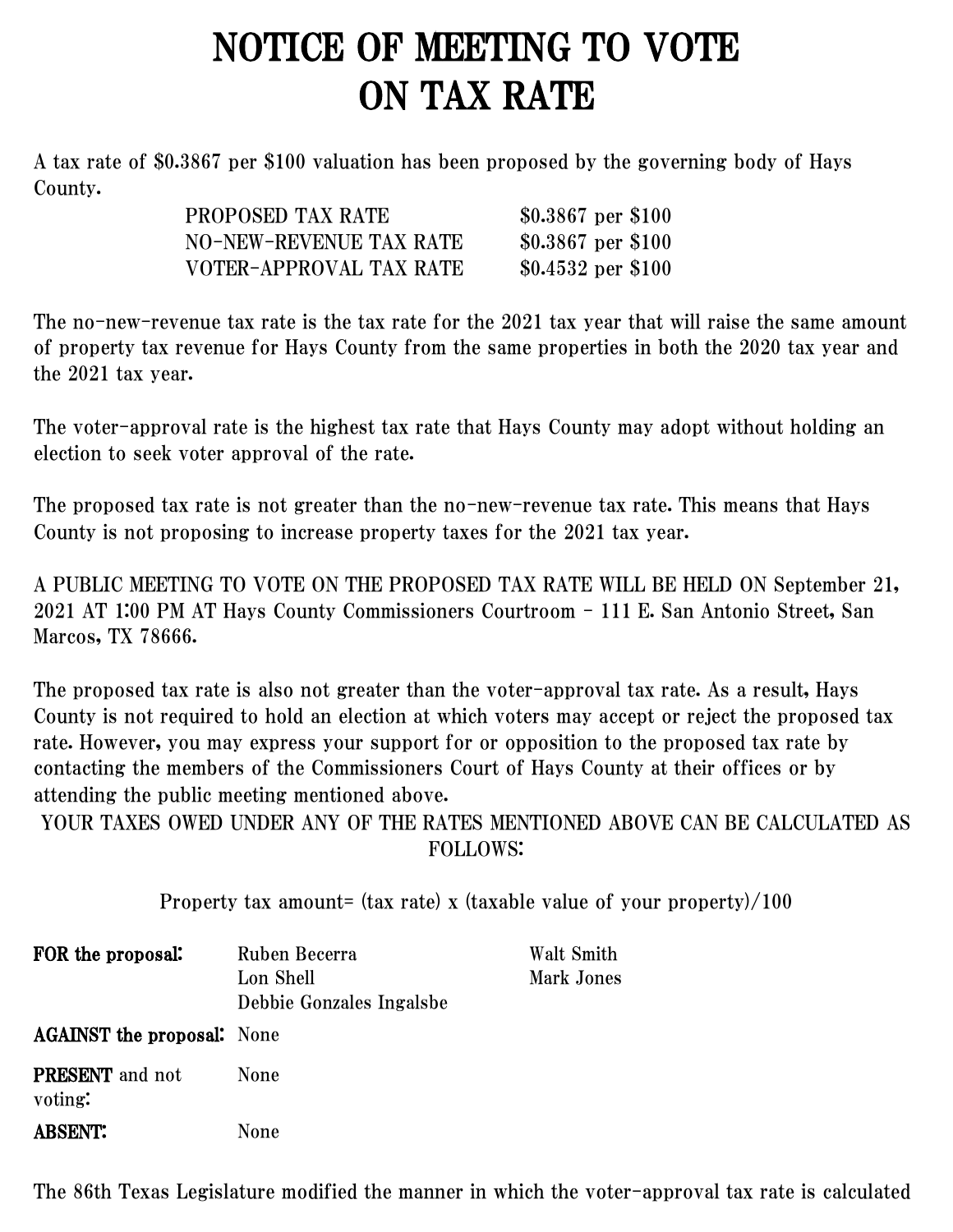# NOTICE OF MEETING TO VOTE ON TAX RATE

A tax rate of $0.3867 per $100 valuation has been proposed by the governing body of Hays County.

| | |
|---|---|
| PROPOSED TAX RATE | $0.3867 per $100 |
| NO-NEW-REVENUE TAX RATE | $0.3867 per $100 |
| VOTER-APPROVAL TAX RATE | $0.4532 per $100 |

The no-new-revenue tax rate is the tax rate for the 2021 tax year that will raise the same amount of property tax revenue for Hays County from the same properties in both the 2020 tax year and the 2021 tax year.

The voter-approval rate is the highest tax rate that Hays County may adopt without holding an election to seek voter approval of the rate.

The proposed tax rate is not greater than the no-new-revenue tax rate. This means that Hays County is not proposing to increase property taxes for the 2021 tax year.

A PUBLIC MEETING TO VOTE ON THE PROPOSED TAX RATE WILL BE HELD ON September 21, 2021 AT 1:00 PM AT Hays County Commissioners Courtroom - 111 E. San Antonio Street, San Marcos, TX 78666.

The proposed tax rate is also not greater than the voter-approval tax rate. As a result, Hays County is not required to hold an election at which voters may accept or reject the proposed tax rate. However, you may express your support for or opposition to the proposed tax rate by contacting the members of the Commissioners Court of Hays County at their offices or by attending the public meeting mentioned above.

YOUR TAXES OWED UNDER ANY OF THE RATES MENTIONED ABOVE CAN BE CALCULATED AS FOLLOWS:

Property tax amount= (tax rate) x (taxable value of your property)/100

| | | |
|---|---|---|
| **FOR the proposal:** | Ruben Becerra<br>Lon Shell<br>Debbie Gonzales Ingalsbe | Walt Smith<br>Mark Jones |
| **AGAINST the proposal:** | None | |
| **PRESENT** and not voting: | None | |
| **ABSENT:** | None | |

The 86th Texas Legislature modified the manner in which the voter-approval tax rate is calculated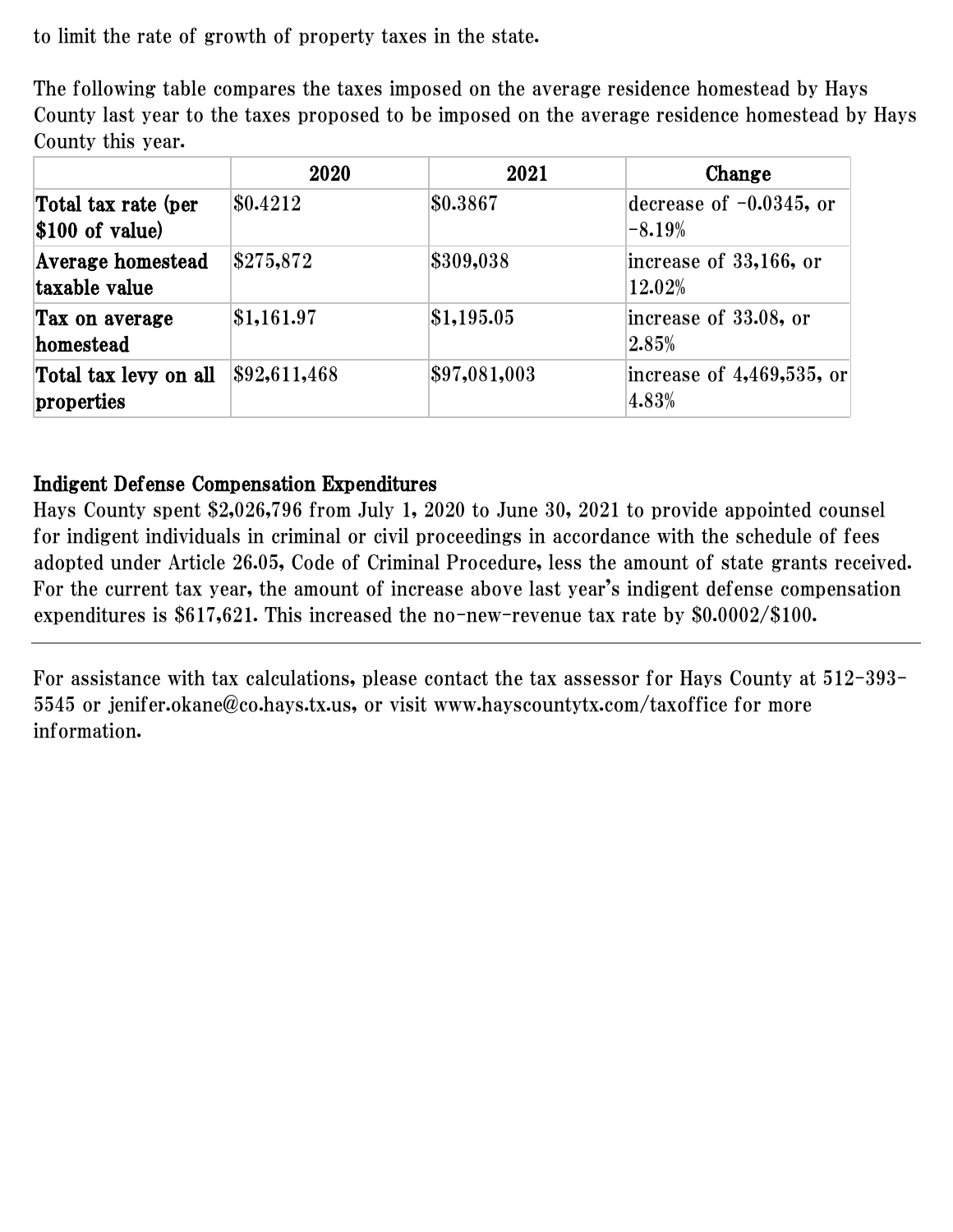to limit the rate of growth of property taxes in the state.

The following table compares the taxes imposed on the average residence homestead by Hays County last year to the taxes proposed to be imposed on the average residence homestead by Hays County this year.

| | 2020 | 2021 | Change |
|---|---|---|---|
| **Total tax rate (per $100 of value)** | $0.4212 | $0.3867 | decrease of -0.0345, or -8.19% |
| **Average homestead taxable value** | $275,872 | $309,038 | increase of 33,166, or 12.02% |
| **Tax on average homestead** | $1,161.97 | $1,195.05 | increase of 33.08, or 2.85% |
| **Total tax levy on all properties** | $92,611,468 | $97,081,003 | increase of 4,469,535, or 4.83% |

**Indigent Defense Compensation Expenditures**

Hays County spent $2,026,796 from July 1, 2020 to June 30, 2021 to provide appointed counsel for indigent individuals in criminal or civil proceedings in accordance with the schedule of fees adopted under Article 26.05, Code of Criminal Procedure, less the amount of state grants received. For the current tax year, the amount of increase above last year's indigent defense compensation expenditures is $617,621. This increased the no-new-revenue tax rate by $0.0002/$100.

---

For assistance with tax calculations, please contact the tax assessor for Hays County at 512-393-5545 or jenifer.okane@co.hays.tx.us, or visit www.hayscountytx.com/taxoffice for more information.